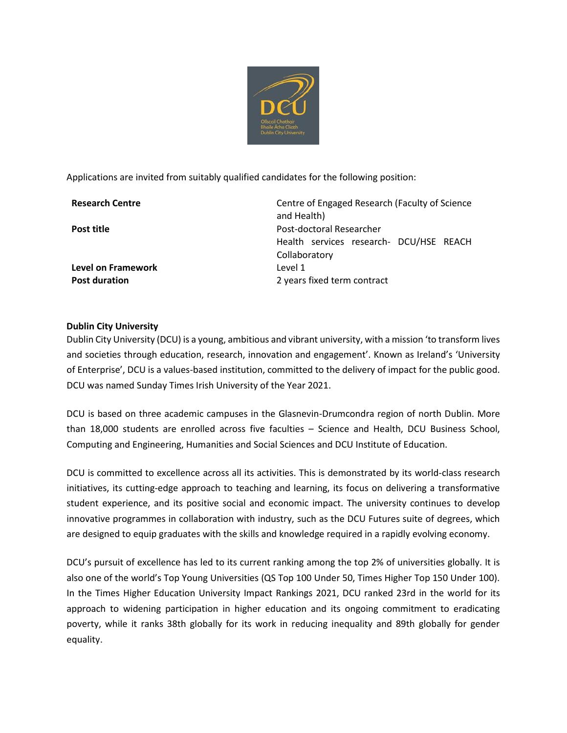Applications are invited from suitably qualified candidates for the following position:

| | |
|---|---|
| **Research Centre** | Centre of Engaged Research (Faculty of Science and Health) |
| **Post title** | Post-doctoral Researcher<br>Health services research- DCU/HSE REACH Collaboratory |
| **Level on Framework** | Level 1 |
| **Post duration** | 2 years fixed term contract |

**Dublin City University**

Dublin City University (DCU) is a young, ambitious and vibrant university, with a mission 'to transform lives and societies through education, research, innovation and engagement'. Known as Ireland's 'University of Enterprise', DCU is a values-based institution, committed to the delivery of impact for the public good. DCU was named Sunday Times Irish University of the Year 2021.

DCU is based on three academic campuses in the Glasnevin-Drumcondra region of north Dublin. More than 18,000 students are enrolled across five faculties – Science and Health, DCU Business School, Computing and Engineering, Humanities and Social Sciences and DCU Institute of Education.

DCU is committed to excellence across all its activities. This is demonstrated by its world-class research initiatives, its cutting-edge approach to teaching and learning, its focus on delivering a transformative student experience, and its positive social and economic impact. The university continues to develop innovative programmes in collaboration with industry, such as the DCU Futures suite of degrees, which are designed to equip graduates with the skills and knowledge required in a rapidly evolving economy.

DCU's pursuit of excellence has led to its current ranking among the top 2% of universities globally. It is also one of the world's Top Young Universities (QS Top 100 Under 50, Times Higher Top 150 Under 100). In the Times Higher Education University Impact Rankings 2021, DCU ranked 23rd in the world for its approach to widening participation in higher education and its ongoing commitment to eradicating poverty, while it ranks 38th globally for its work in reducing inequality and 89th globally for gender equality.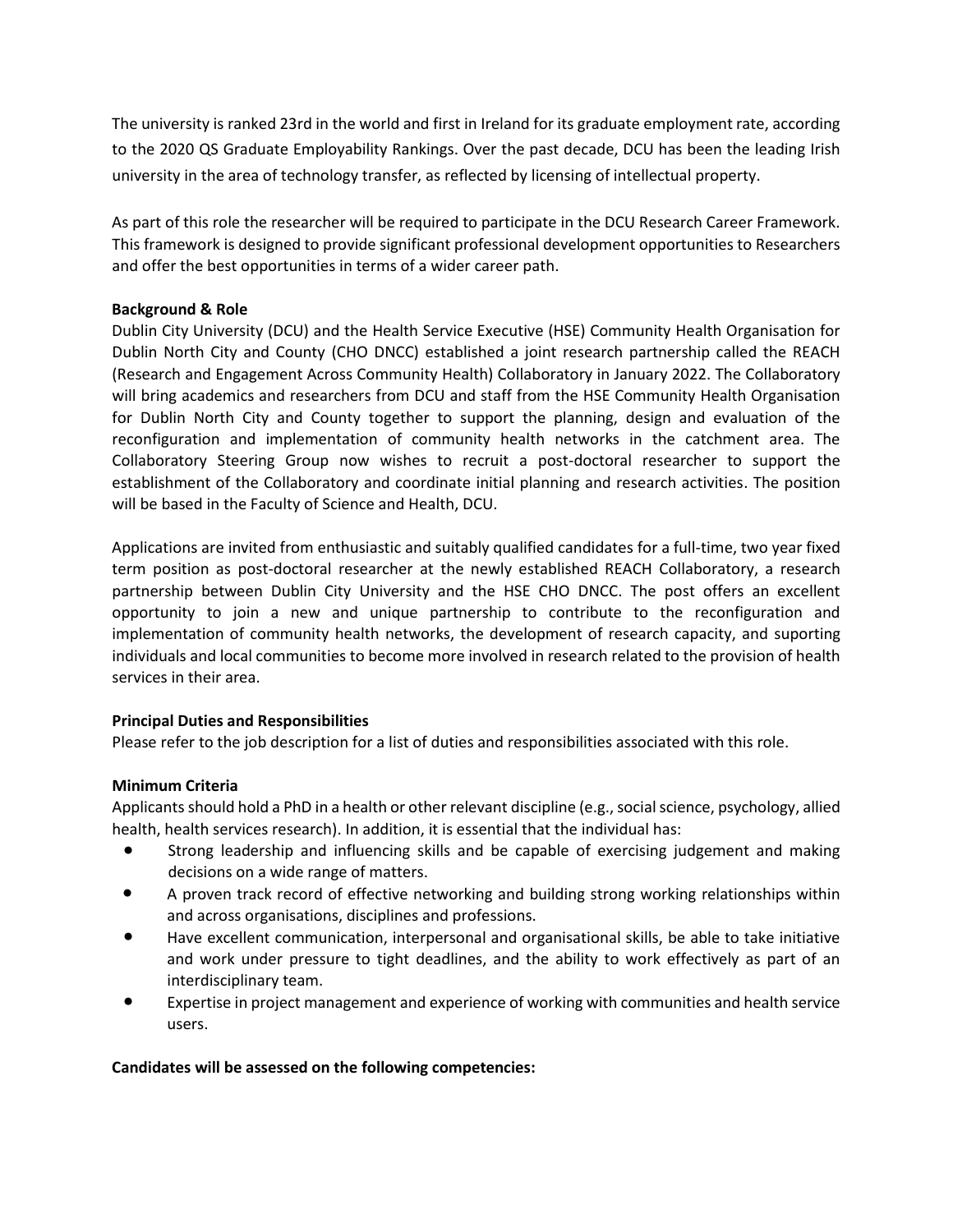The university is ranked 23rd in the world and first in Ireland for its graduate employment rate, according to the 2020 QS Graduate Employability Rankings. Over the past decade, DCU has been the leading Irish university in the area of technology transfer, as reflected by licensing of intellectual property.

As part of this role the researcher will be required to participate in the DCU Research Career Framework. This framework is designed to provide significant professional development opportunities to Researchers and offer the best opportunities in terms of a wider career path.

**Background & Role**

Dublin City University (DCU) and the Health Service Executive (HSE) Community Health Organisation for Dublin North City and County (CHO DNCC) established a joint research partnership called the REACH (Research and Engagement Across Community Health) Collaboratory in January 2022. The Collaboratory will bring academics and researchers from DCU and staff from the HSE Community Health Organisation for Dublin North City and County together to support the planning, design and evaluation of the reconfiguration and implementation of community health networks in the catchment area. The Collaboratory Steering Group now wishes to recruit a post-doctoral researcher to support the establishment of the Collaboratory and coordinate initial planning and research activities. The position will be based in the Faculty of Science and Health, DCU.

Applications are invited from enthusiastic and suitably qualified candidates for a full-time, two year fixed term position as post-doctoral researcher at the newly established REACH Collaboratory, a research partnership between Dublin City University and the HSE CHO DNCC. The post offers an excellent opportunity to join a new and unique partnership to contribute to the reconfiguration and implementation of community health networks, the development of research capacity, and suporting individuals and local communities to become more involved in research related to the provision of health services in their area.

**Principal Duties and Responsibilities**

Please refer to the job description for a list of duties and responsibilities associated with this role.

**Minimum Criteria**

Applicants should hold a PhD in a health or other relevant discipline (e.g., social science, psychology, allied health, health services research). In addition, it is essential that the individual has:

- Strong leadership and influencing skills and be capable of exercising judgement and making decisions on a wide range of matters.
- A proven track record of effective networking and building strong working relationships within and across organisations, disciplines and professions.
- Have excellent communication, interpersonal and organisational skills, be able to take initiative and work under pressure to tight deadlines, and the ability to work effectively as part of an interdisciplinary team.
- Expertise in project management and experience of working with communities and health service users.

**Candidates will be assessed on the following competencies:**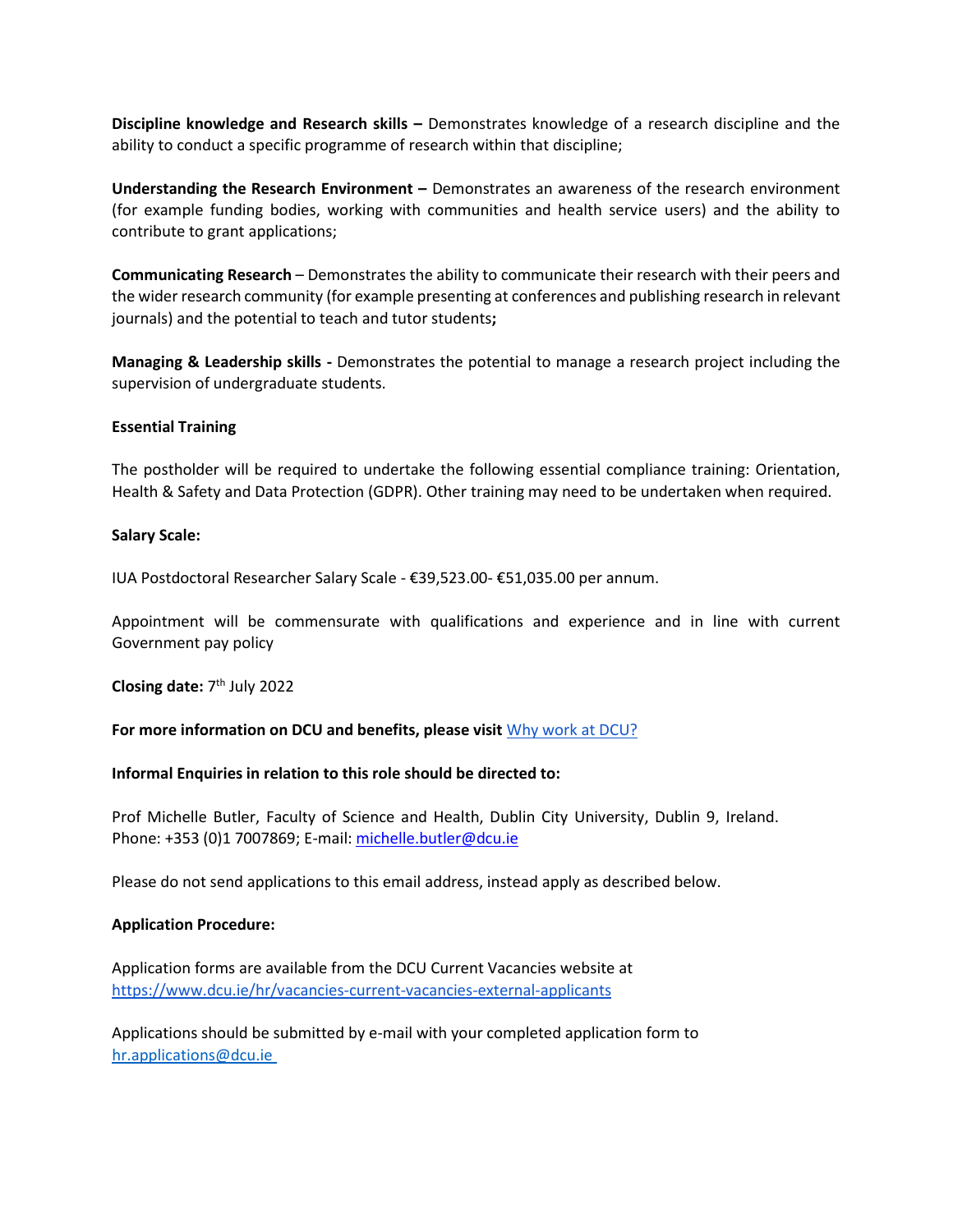**Discipline knowledge and Research skills –** Demonstrates knowledge of a research discipline and the ability to conduct a specific programme of research within that discipline;

**Understanding the Research Environment –** Demonstrates an awareness of the research environment (for example funding bodies, working with communities and health service users) and the ability to contribute to grant applications;

**Communicating Research** – Demonstrates the ability to communicate their research with their peers and the wider research community (for example presenting at conferences and publishing research in relevant journals) and the potential to teach and tutor students**;**

**Managing & Leadership skills -** Demonstrates the potential to manage a research project including the supervision of undergraduate students.

**Essential Training**

The postholder will be required to undertake the following essential compliance training: Orientation, Health & Safety and Data Protection (GDPR). Other training may need to be undertaken when required.

**Salary Scale:**

IUA Postdoctoral Researcher Salary Scale - €39,523.00- €51,035.00 per annum.

Appointment will be commensurate with qualifications and experience and in line with current Government pay policy

**Closing date:** 7th July 2022

**For more information on DCU and benefits, please visit** [Why work at DCU?]()

**Informal Enquiries in relation to this role should be directed to:**

Prof Michelle Butler, Faculty of Science and Health, Dublin City University, Dublin 9, Ireland.
Phone: +353 (0)1 7007869; E-mail: [michelle.butler@dcu.ie](mailto:michelle.butler@dcu.ie)

Please do not send applications to this email address, instead apply as described below.

**Application Procedure:**

Application forms are available from the DCU Current Vacancies website at
[https://www.dcu.ie/hr/vacancies-current-vacancies-external-applicants](https://www.dcu.ie/hr/vacancies-current-vacancies-external-applicants)

Applications should be submitted by e-mail with your completed application form to
[hr.applications@dcu.ie](mailto:hr.applications@dcu.ie)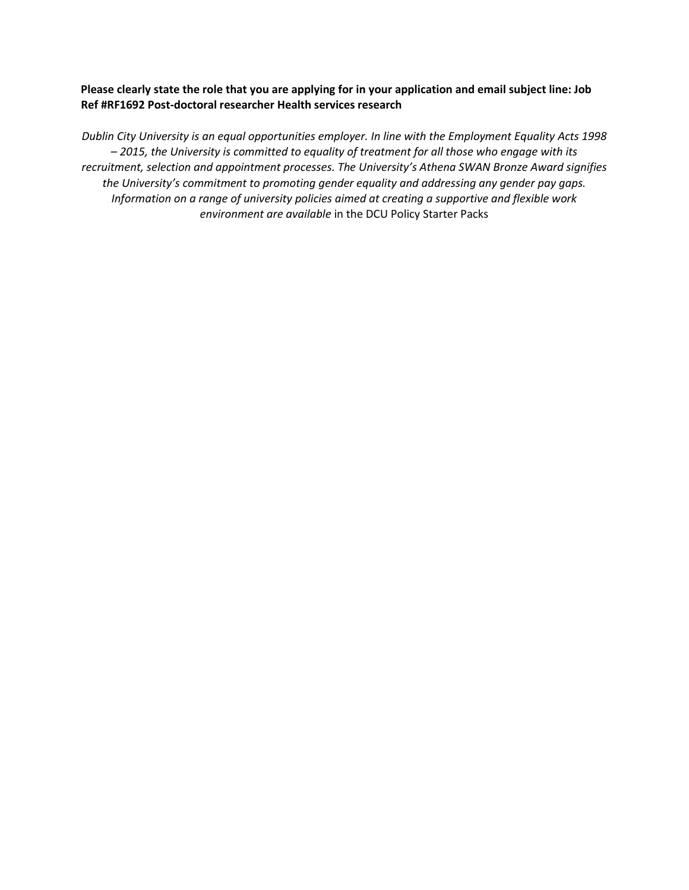**Please clearly state the role that you are applying for in your application and email subject line: Job Ref #RF1692 Post-doctoral researcher Health services research**

*Dublin City University is an equal opportunities employer. In line with the Employment Equality Acts 1998 – 2015, the University is committed to equality of treatment for all those who engage with its recruitment, selection and appointment processes. The University's Athena SWAN Bronze Award signifies the University's commitment to promoting gender equality and addressing any gender pay gaps. Information on a range of university policies aimed at creating a supportive and flexible work environment are available* in the DCU Policy Starter Packs